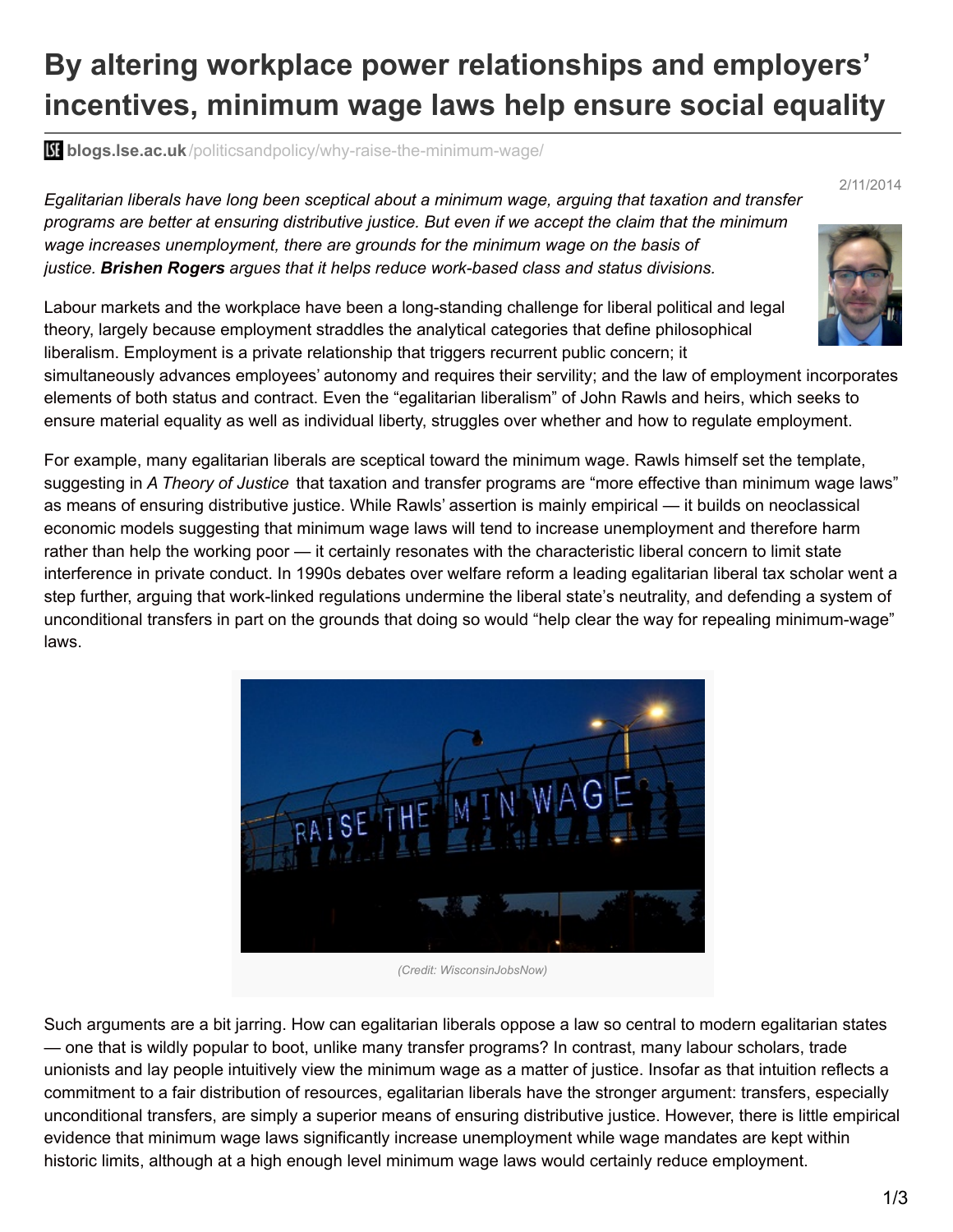# By altering workplace power relationships and employers' incentives, minimum wage laws help ensure social equality

blogs.lse.ac.uk/politicsandpolicy/why-raise-the-minimum-wage/

2/11/2014

*Egalitarian liberals have long been sceptical about a minimum wage, arguing that taxation and transfer programs are better at ensuring distributive justice. But even if we accept the claim that the minimum wage increases unemployment, there are grounds for the minimum wage on the basis of justice.* ***Brishen Rogers*** *argues that it helps reduce work-based class and status divisions.*

Labour markets and the workplace have been a long-standing challenge for liberal political and legal theory, largely because employment straddles the analytical categories that define philosophical liberalism. Employment is a private relationship that triggers recurrent public concern; it simultaneously advances employees' autonomy and requires their servility; and the law of employment incorporates elements of both status and contract. Even the "egalitarian liberalism" of John Rawls and heirs, which seeks to ensure material equality as well as individual liberty, struggles over whether and how to regulate employment.

For example, many egalitarian liberals are sceptical toward the minimum wage. Rawls himself set the template, suggesting in *A Theory of Justice* that taxation and transfer programs are "more effective than minimum wage laws" as means of ensuring distributive justice. While Rawls' assertion is mainly empirical — it builds on neoclassical economic models suggesting that minimum wage laws will tend to increase unemployment and therefore harm rather than help the working poor — it certainly resonates with the characteristic liberal concern to limit state interference in private conduct. In 1990s debates over welfare reform a leading egalitarian liberal tax scholar went a step further, arguing that work-linked regulations undermine the liberal state's neutrality, and defending a system of unconditional transfers in part on the grounds that doing so would "help clear the way for repealing minimum-wage" laws.

*(Credit: WisconsinJobsNow)*

Such arguments are a bit jarring. How can egalitarian liberals oppose a law so central to modern egalitarian states — one that is wildly popular to boot, unlike many transfer programs? In contrast, many labour scholars, trade unionists and lay people intuitively view the minimum wage as a matter of justice. Insofar as that intuition reflects a commitment to a fair distribution of resources, egalitarian liberals have the stronger argument: transfers, especially unconditional transfers, are simply a superior means of ensuring distributive justice. However, there is little empirical evidence that minimum wage laws significantly increase unemployment while wage mandates are kept within historic limits, although at a high enough level minimum wage laws would certainly reduce employment.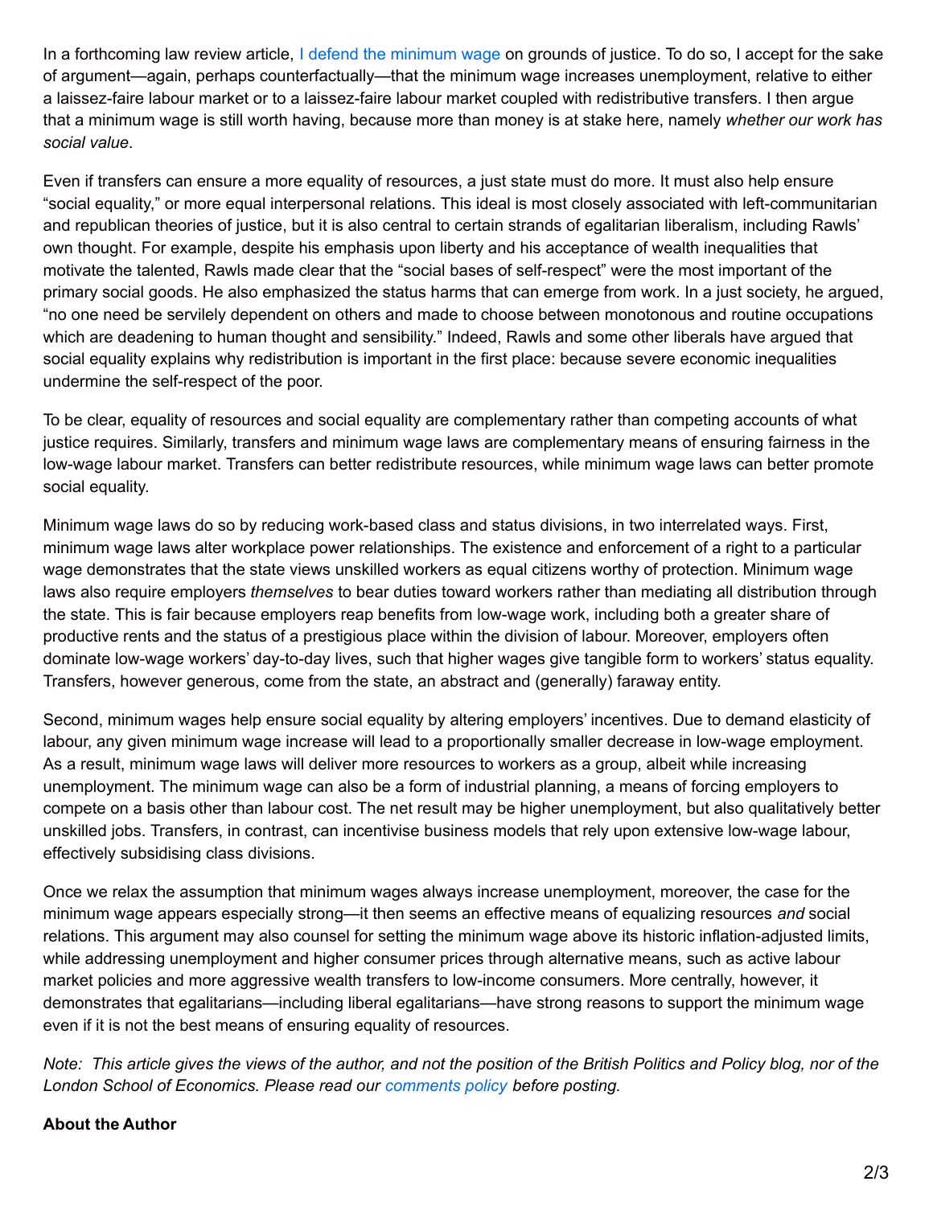In a forthcoming law review article, I defend the minimum wage on grounds of justice. To do so, I accept for the sake of argument—again, perhaps counterfactually—that the minimum wage increases unemployment, relative to either a laissez-faire labour market or to a laissez-faire labour market coupled with redistributive transfers. I then argue that a minimum wage is still worth having, because more than money is at stake here, namely *whether our work has social value*.

Even if transfers can ensure a more equality of resources, a just state must do more. It must also help ensure "social equality," or more equal interpersonal relations. This ideal is most closely associated with left-communitarian and republican theories of justice, but it is also central to certain strands of egalitarian liberalism, including Rawls' own thought. For example, despite his emphasis upon liberty and his acceptance of wealth inequalities that motivate the talented, Rawls made clear that the "social bases of self-respect" were the most important of the primary social goods. He also emphasized the status harms that can emerge from work. In a just society, he argued, "no one need be servilely dependent on others and made to choose between monotonous and routine occupations which are deadening to human thought and sensibility." Indeed, Rawls and some other liberals have argued that social equality explains why redistribution is important in the first place: because severe economic inequalities undermine the self-respect of the poor.

To be clear, equality of resources and social equality are complementary rather than competing accounts of what justice requires. Similarly, transfers and minimum wage laws are complementary means of ensuring fairness in the low-wage labour market. Transfers can better redistribute resources, while minimum wage laws can better promote social equality.

Minimum wage laws do so by reducing work-based class and status divisions, in two interrelated ways. First, minimum wage laws alter workplace power relationships. The existence and enforcement of a right to a particular wage demonstrates that the state views unskilled workers as equal citizens worthy of protection. Minimum wage laws also require employers *themselves* to bear duties toward workers rather than mediating all distribution through the state. This is fair because employers reap benefits from low-wage work, including both a greater share of productive rents and the status of a prestigious place within the division of labour. Moreover, employers often dominate low-wage workers' day-to-day lives, such that higher wages give tangible form to workers' status equality. Transfers, however generous, come from the state, an abstract and (generally) faraway entity.

Second, minimum wages help ensure social equality by altering employers' incentives. Due to demand elasticity of labour, any given minimum wage increase will lead to a proportionally smaller decrease in low-wage employment. As a result, minimum wage laws will deliver more resources to workers as a group, albeit while increasing unemployment. The minimum wage can also be a form of industrial planning, a means of forcing employers to compete on a basis other than labour cost. The net result may be higher unemployment, but also qualitatively better unskilled jobs. Transfers, in contrast, can incentivise business models that rely upon extensive low-wage labour, effectively subsidising class divisions.

Once we relax the assumption that minimum wages always increase unemployment, moreover, the case for the minimum wage appears especially strong—it then seems an effective means of equalizing resources *and* social relations. This argument may also counsel for setting the minimum wage above its historic inflation-adjusted limits, while addressing unemployment and higher consumer prices through alternative means, such as active labour market policies and more aggressive wealth transfers to low-income consumers. More centrally, however, it demonstrates that egalitarians—including liberal egalitarians—have strong reasons to support the minimum wage even if it is not the best means of ensuring equality of resources.

*Note: This article gives the views of the author, and not the position of the British Politics and Policy blog, nor of the London School of Economics. Please read our comments policy before posting.*

**About the Author**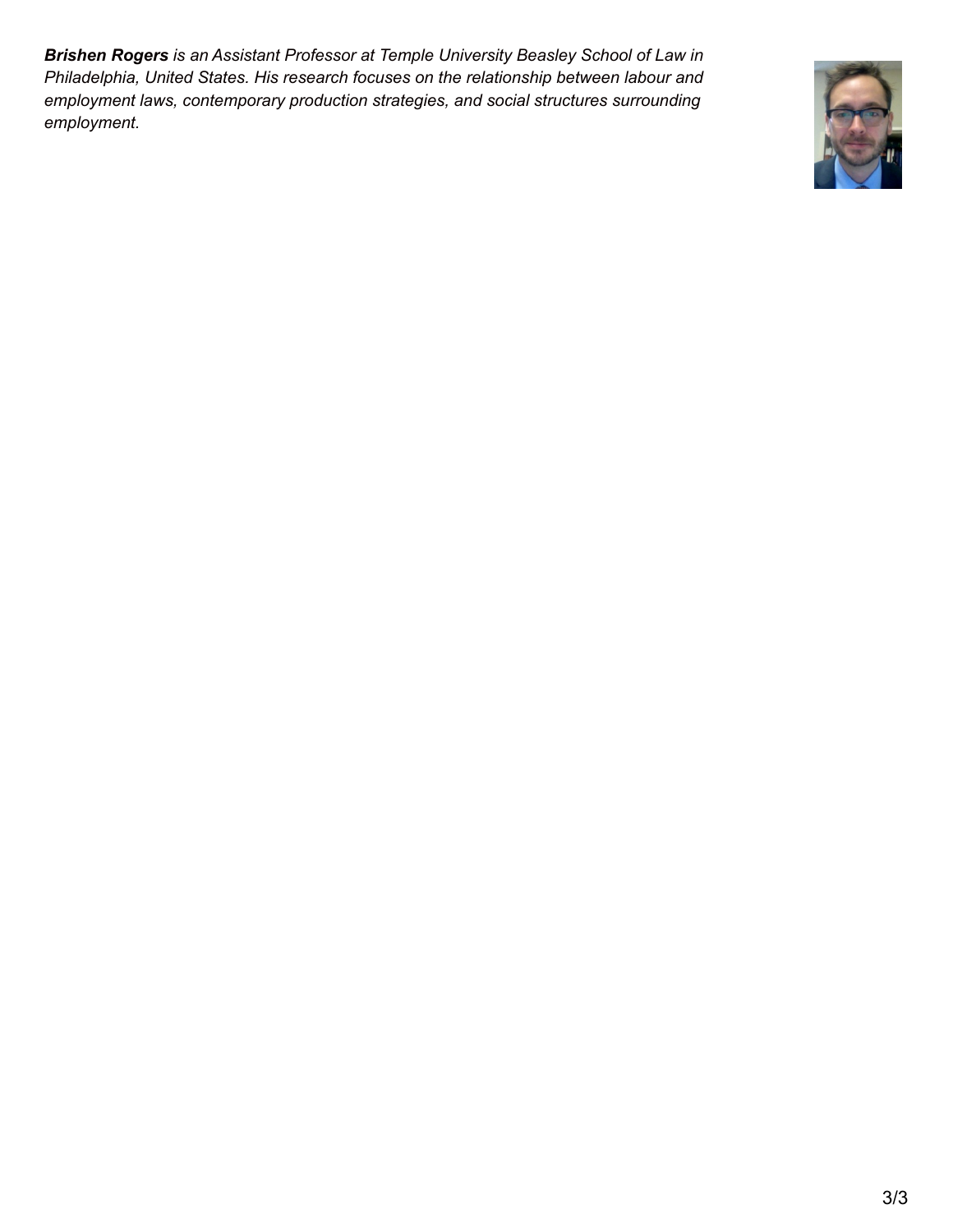***Brishen Rogers** is an Assistant Professor at Temple University Beasley School of Law in Philadelphia, United States. His research focuses on the relationship between labour and employment laws, contemporary production strategies, and social structures surrounding employment.*